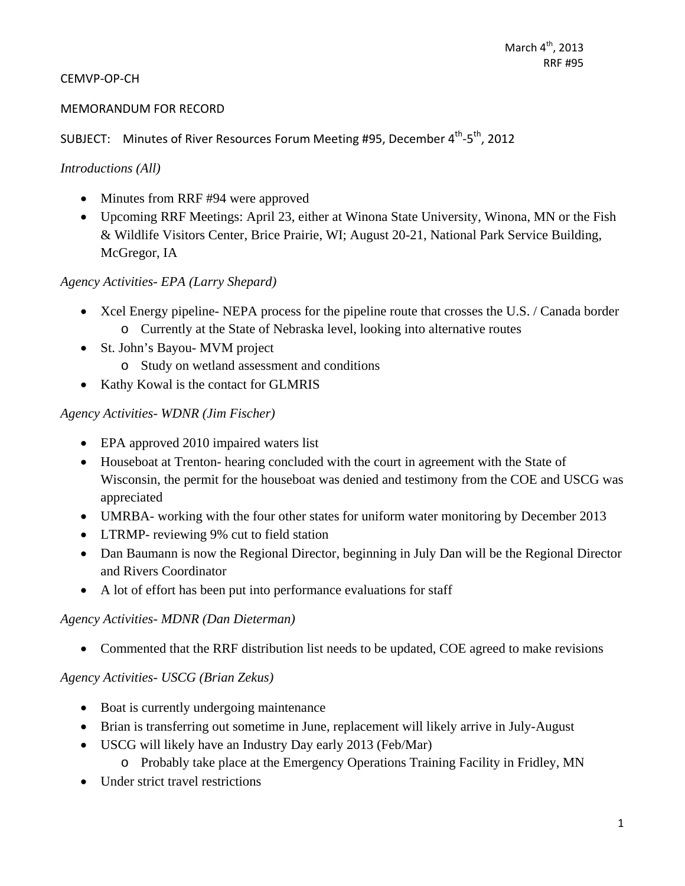March 4th, 2013
RRF #95

CEMVP-OP-CH

MEMORANDUM FOR RECORD

SUBJECT: Minutes of River Resources Forum Meeting #95, December 4th-5th, 2012

*Introductions (All)*

- Minutes from RRF #94 were approved
- Upcoming RRF Meetings: April 23, either at Winona State University, Winona, MN or the Fish & Wildlife Visitors Center, Brice Prairie, WI; August 20-21, National Park Service Building, McGregor, IA

*Agency Activities- EPA (Larry Shepard)*

- Xcel Energy pipeline- NEPA process for the pipeline route that crosses the U.S. / Canada border
  - Currently at the State of Nebraska level, looking into alternative routes
- St. John's Bayou- MVM project
  - Study on wetland assessment and conditions
- Kathy Kowal is the contact for GLMRIS

*Agency Activities- WDNR (Jim Fischer)*

- EPA approved 2010 impaired waters list
- Houseboat at Trenton- hearing concluded with the court in agreement with the State of Wisconsin, the permit for the houseboat was denied and testimony from the COE and USCG was appreciated
- UMRBA- working with the four other states for uniform water monitoring by December 2013
- LTRMP- reviewing 9% cut to field station
- Dan Baumann is now the Regional Director, beginning in July Dan will be the Regional Director and Rivers Coordinator
- A lot of effort has been put into performance evaluations for staff

*Agency Activities- MDNR (Dan Dieterman)*

- Commented that the RRF distribution list needs to be updated, COE agreed to make revisions

*Agency Activities- USCG (Brian Zekus)*

- Boat is currently undergoing maintenance
- Brian is transferring out sometime in June, replacement will likely arrive in July-August
- USCG will likely have an Industry Day early 2013 (Feb/Mar)
  - Probably take place at the Emergency Operations Training Facility in Fridley, MN
- Under strict travel restrictions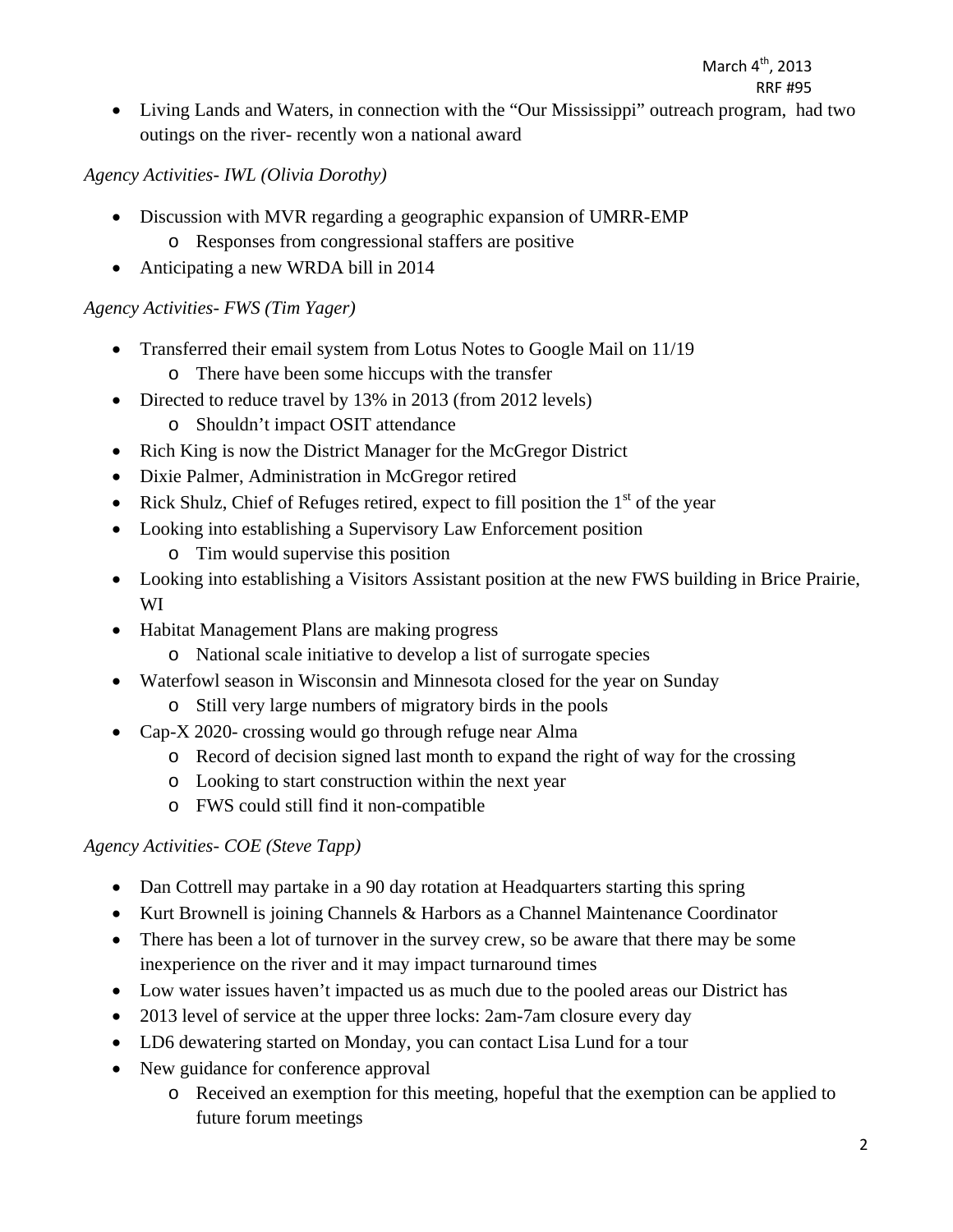- Living Lands and Waters, in connection with the "Our Mississippi" outreach program, had two outings on the river- recently won a national award

*Agency Activities- IWL (Olivia Dorothy)*

- Discussion with MVR regarding a geographic expansion of UMRR-EMP
  - Responses from congressional staffers are positive
- Anticipating a new WRDA bill in 2014

*Agency Activities- FWS (Tim Yager)*

- Transferred their email system from Lotus Notes to Google Mail on 11/19
  - There have been some hiccups with the transfer
- Directed to reduce travel by 13% in 2013 (from 2012 levels)
  - Shouldn't impact OSIT attendance
- Rich King is now the District Manager for the McGregor District
- Dixie Palmer, Administration in McGregor retired
- Rick Shulz, Chief of Refuges retired, expect to fill position the 1st of the year
- Looking into establishing a Supervisory Law Enforcement position
  - Tim would supervise this position
- Looking into establishing a Visitors Assistant position at the new FWS building in Brice Prairie, WI
- Habitat Management Plans are making progress
  - National scale initiative to develop a list of surrogate species
- Waterfowl season in Wisconsin and Minnesota closed for the year on Sunday
  - Still very large numbers of migratory birds in the pools
- Cap-X 2020- crossing would go through refuge near Alma
  - Record of decision signed last month to expand the right of way for the crossing
  - Looking to start construction within the next year
  - FWS could still find it non-compatible

*Agency Activities- COE (Steve Tapp)*

- Dan Cottrell may partake in a 90 day rotation at Headquarters starting this spring
- Kurt Brownell is joining Channels & Harbors as a Channel Maintenance Coordinator
- There has been a lot of turnover in the survey crew, so be aware that there may be some inexperience on the river and it may impact turnaround times
- Low water issues haven't impacted us as much due to the pooled areas our District has
- 2013 level of service at the upper three locks: 2am-7am closure every day
- LD6 dewatering started on Monday, you can contact Lisa Lund for a tour
- New guidance for conference approval
  - Received an exemption for this meeting, hopeful that the exemption can be applied to future forum meetings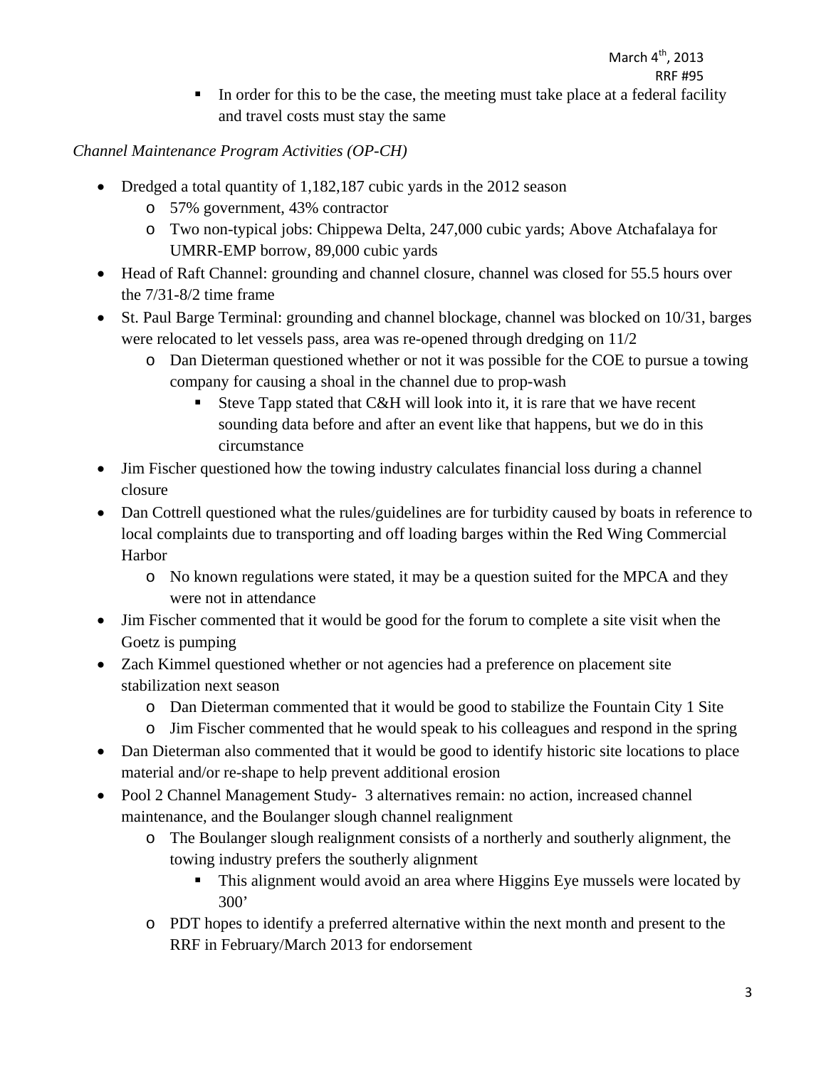- In order for this to be the case, the meeting must take place at a federal facility and travel costs must stay the same

*Channel Maintenance Program Activities (OP-CH)*

- Dredged a total quantity of 1,182,187 cubic yards in the 2012 season
  - 57% government, 43% contractor
  - Two non-typical jobs: Chippewa Delta, 247,000 cubic yards; Above Atchafalaya for UMRR-EMP borrow, 89,000 cubic yards
- Head of Raft Channel: grounding and channel closure, channel was closed for 55.5 hours over the 7/31-8/2 time frame
- St. Paul Barge Terminal: grounding and channel blockage, channel was blocked on 10/31, barges were relocated to let vessels pass, area was re-opened through dredging on 11/2
  - Dan Dieterman questioned whether or not it was possible for the COE to pursue a towing company for causing a shoal in the channel due to prop-wash
    - Steve Tapp stated that C&H will look into it, it is rare that we have recent sounding data before and after an event like that happens, but we do in this circumstance
- Jim Fischer questioned how the towing industry calculates financial loss during a channel closure
- Dan Cottrell questioned what the rules/guidelines are for turbidity caused by boats in reference to local complaints due to transporting and off loading barges within the Red Wing Commercial Harbor
  - No known regulations were stated, it may be a question suited for the MPCA and they were not in attendance
- Jim Fischer commented that it would be good for the forum to complete a site visit when the Goetz is pumping
- Zach Kimmel questioned whether or not agencies had a preference on placement site stabilization next season
  - Dan Dieterman commented that it would be good to stabilize the Fountain City 1 Site
  - Jim Fischer commented that he would speak to his colleagues and respond in the spring
- Dan Dieterman also commented that it would be good to identify historic site locations to place material and/or re-shape to help prevent additional erosion
- Pool 2 Channel Management Study- 3 alternatives remain: no action, increased channel maintenance, and the Boulanger slough channel realignment
  - The Boulanger slough realignment consists of a northerly and southerly alignment, the towing industry prefers the southerly alignment
    - This alignment would avoid an area where Higgins Eye mussels were located by 300'
  - PDT hopes to identify a preferred alternative within the next month and present to the RRF in February/March 2013 for endorsement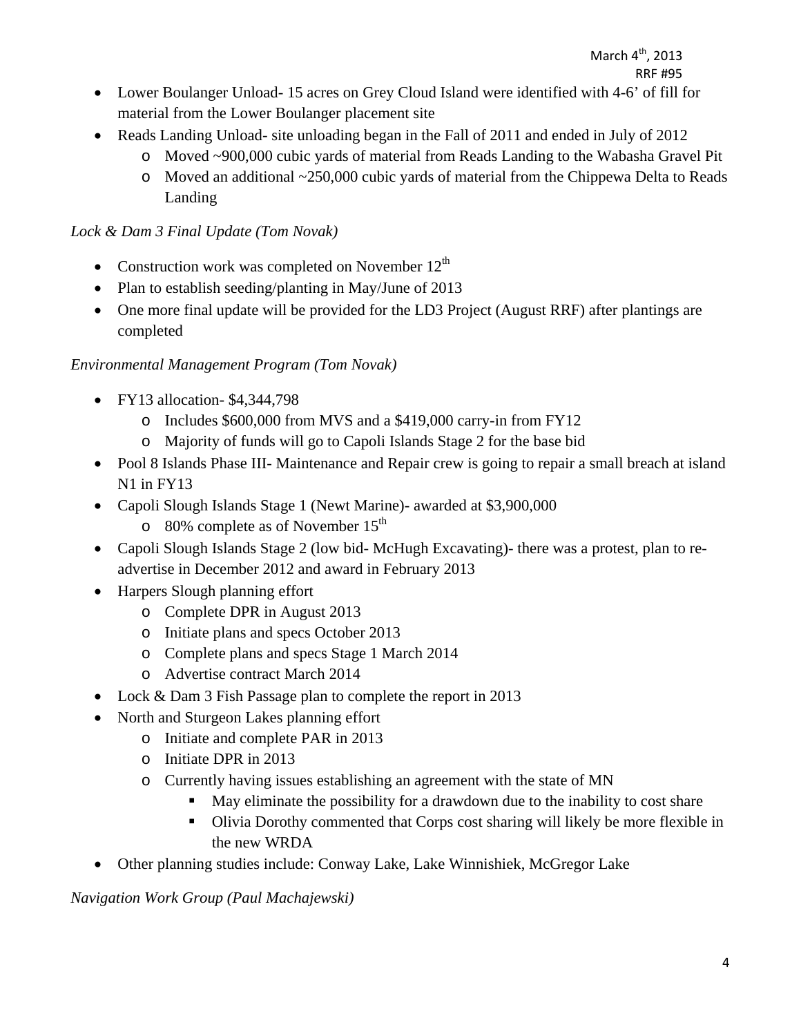- Lower Boulanger Unload- 15 acres on Grey Cloud Island were identified with 4-6' of fill for material from the Lower Boulanger placement site
- Reads Landing Unload- site unloading began in the Fall of 2011 and ended in July of 2012
    - Moved ~900,000 cubic yards of material from Reads Landing to the Wabasha Gravel Pit
    - Moved an additional ~250,000 cubic yards of material from the Chippewa Delta to Reads Landing

*Lock & Dam 3 Final Update (Tom Novak)*

- Construction work was completed on November 12th
- Plan to establish seeding/planting in May/June of 2013
- One more final update will be provided for the LD3 Project (August RRF) after plantings are completed

*Environmental Management Program (Tom Novak)*

- FY13 allocation- $4,344,798
    - Includes $600,000 from MVS and a $419,000 carry-in from FY12
    - Majority of funds will go to Capoli Islands Stage 2 for the base bid
- Pool 8 Islands Phase III- Maintenance and Repair crew is going to repair a small breach at island N1 in FY13
- Capoli Slough Islands Stage 1 (Newt Marine)- awarded at $3,900,000
    - 80% complete as of November 15th
- Capoli Slough Islands Stage 2 (low bid- McHugh Excavating)- there was a protest, plan to re-advertise in December 2012 and award in February 2013
- Harpers Slough planning effort
    - Complete DPR in August 2013
    - Initiate plans and specs October 2013
    - Complete plans and specs Stage 1 March 2014
    - Advertise contract March 2014
- Lock & Dam 3 Fish Passage plan to complete the report in 2013
- North and Sturgeon Lakes planning effort
    - Initiate and complete PAR in 2013
    - Initiate DPR in 2013
    - Currently having issues establishing an agreement with the state of MN
        - May eliminate the possibility for a drawdown due to the inability to cost share
        - Olivia Dorothy commented that Corps cost sharing will likely be more flexible in the new WRDA
- Other planning studies include: Conway Lake, Lake Winnishiek, McGregor Lake

*Navigation Work Group (Paul Machajewski)*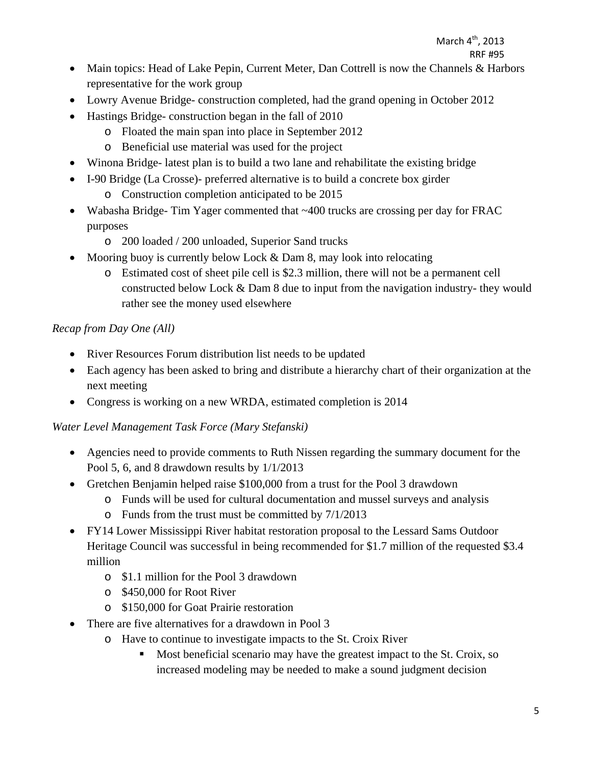- Main topics: Head of Lake Pepin, Current Meter, Dan Cottrell is now the Channels & Harbors representative for the work group
- Lowry Avenue Bridge- construction completed, had the grand opening in October 2012
- Hastings Bridge- construction began in the fall of 2010
  - Floated the main span into place in September 2012
  - Beneficial use material was used for the project
- Winona Bridge- latest plan is to build a two lane and rehabilitate the existing bridge
- I-90 Bridge (La Crosse)- preferred alternative is to build a concrete box girder
  - Construction completion anticipated to be 2015
- Wabasha Bridge- Tim Yager commented that ~400 trucks are crossing per day for FRAC purposes
  - 200 loaded / 200 unloaded, Superior Sand trucks
- Mooring buoy is currently below Lock & Dam 8, may look into relocating
  - Estimated cost of sheet pile cell is $2.3 million, there will not be a permanent cell constructed below Lock & Dam 8 due to input from the navigation industry- they would rather see the money used elsewhere

*Recap from Day One (All)*

- River Resources Forum distribution list needs to be updated
- Each agency has been asked to bring and distribute a hierarchy chart of their organization at the next meeting
- Congress is working on a new WRDA, estimated completion is 2014

*Water Level Management Task Force (Mary Stefanski)*

- Agencies need to provide comments to Ruth Nissen regarding the summary document for the Pool 5, 6, and 8 drawdown results by 1/1/2013
- Gretchen Benjamin helped raise $100,000 from a trust for the Pool 3 drawdown
  - Funds will be used for cultural documentation and mussel surveys and analysis
  - Funds from the trust must be committed by 7/1/2013
- FY14 Lower Mississippi River habitat restoration proposal to the Lessard Sams Outdoor Heritage Council was successful in being recommended for $1.7 million of the requested $3.4 million
  - $1.1 million for the Pool 3 drawdown
  - $450,000 for Root River
  - $150,000 for Goat Prairie restoration
- There are five alternatives for a drawdown in Pool 3
  - Have to continue to investigate impacts to the St. Croix River
    - Most beneficial scenario may have the greatest impact to the St. Croix, so increased modeling may be needed to make a sound judgment decision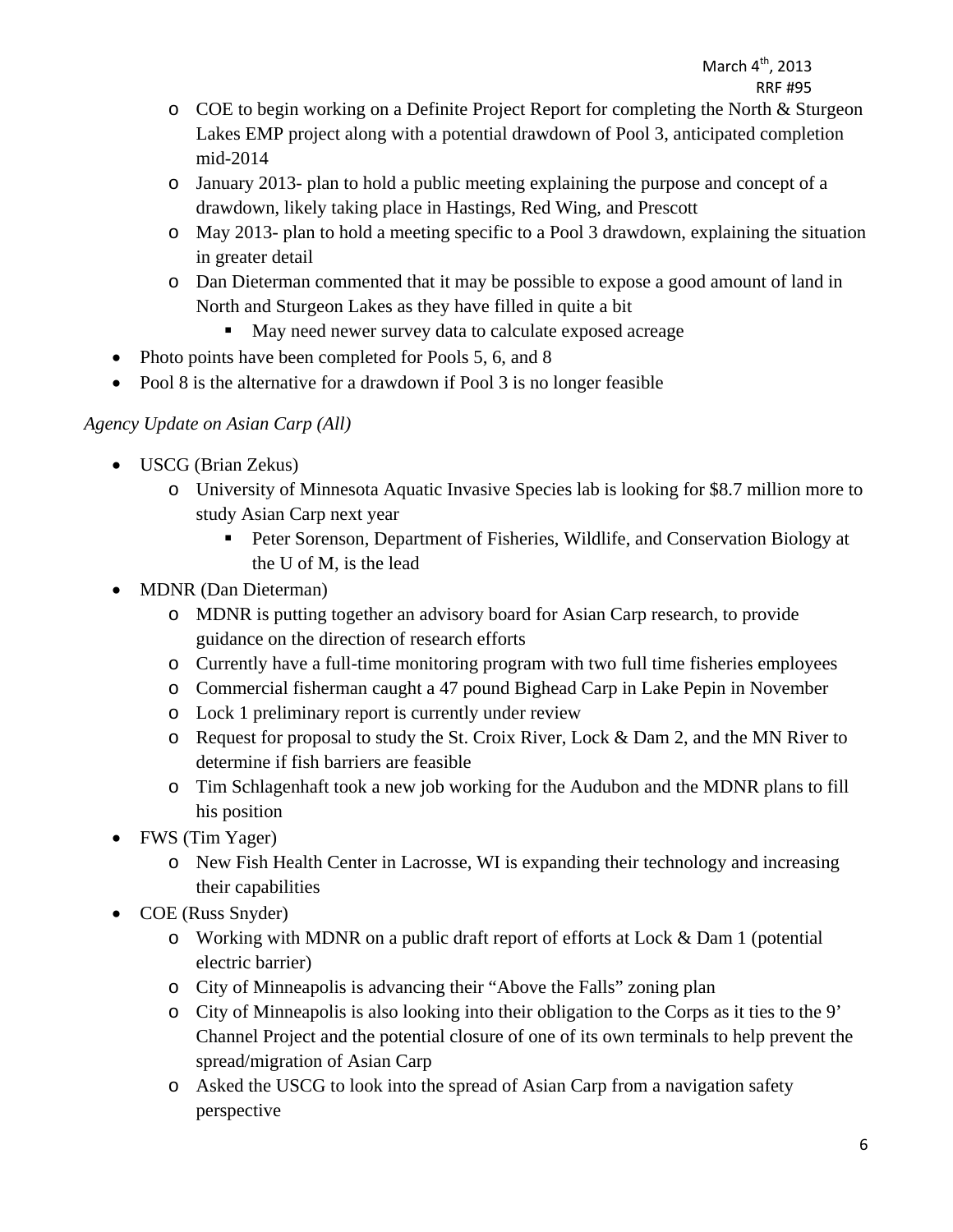- COE to begin working on a Definite Project Report for completing the North & Sturgeon Lakes EMP project along with a potential drawdown of Pool 3, anticipated completion mid-2014
  - January 2013- plan to hold a public meeting explaining the purpose and concept of a drawdown, likely taking place in Hastings, Red Wing, and Prescott
  - May 2013- plan to hold a meeting specific to a Pool 3 drawdown, explaining the situation in greater detail
  - Dan Dieterman commented that it may be possible to expose a good amount of land in North and Sturgeon Lakes as they have filled in quite a bit
    - May need newer survey data to calculate exposed acreage
- Photo points have been completed for Pools 5, 6, and 8
- Pool 8 is the alternative for a drawdown if Pool 3 is no longer feasible

*Agency Update on Asian Carp (All)*

- USCG (Brian Zekus)
  - University of Minnesota Aquatic Invasive Species lab is looking for $8.7 million more to study Asian Carp next year
    - Peter Sorenson, Department of Fisheries, Wildlife, and Conservation Biology at the U of M, is the lead
- MDNR (Dan Dieterman)
  - MDNR is putting together an advisory board for Asian Carp research, to provide guidance on the direction of research efforts
  - Currently have a full-time monitoring program with two full time fisheries employees
  - Commercial fisherman caught a 47 pound Bighead Carp in Lake Pepin in November
  - Lock 1 preliminary report is currently under review
  - Request for proposal to study the St. Croix River, Lock & Dam 2, and the MN River to determine if fish barriers are feasible
  - Tim Schlagenhaft took a new job working for the Audubon and the MDNR plans to fill his position
- FWS (Tim Yager)
  - New Fish Health Center in Lacrosse, WI is expanding their technology and increasing their capabilities
- COE (Russ Snyder)
  - Working with MDNR on a public draft report of efforts at Lock & Dam 1 (potential electric barrier)
  - City of Minneapolis is advancing their "Above the Falls" zoning plan
  - City of Minneapolis is also looking into their obligation to the Corps as it ties to the 9' Channel Project and the potential closure of one of its own terminals to help prevent the spread/migration of Asian Carp
  - Asked the USCG to look into the spread of Asian Carp from a navigation safety perspective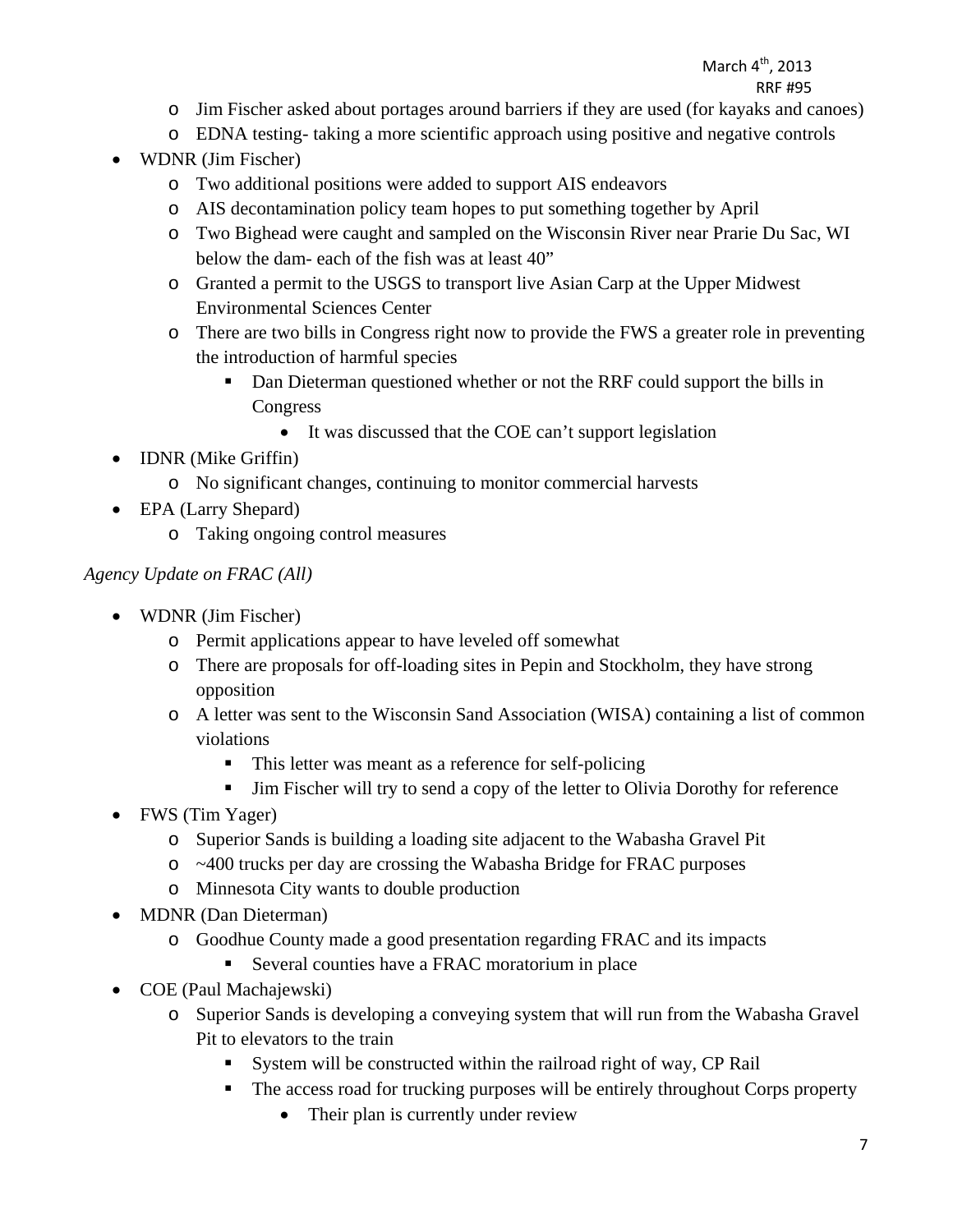- Jim Fischer asked about portages around barriers if they are used (for kayaks and canoes)
- EDNA testing- taking a more scientific approach using positive and negative controls

- WDNR (Jim Fischer)
  - Two additional positions were added to support AIS endeavors
  - AIS decontamination policy team hopes to put something together by April
  - Two Bighead were caught and sampled on the Wisconsin River near Prarie Du Sac, WI below the dam- each of the fish was at least 40"
  - Granted a permit to the USGS to transport live Asian Carp at the Upper Midwest Environmental Sciences Center
  - There are two bills in Congress right now to provide the FWS a greater role in preventing the introduction of harmful species
    - Dan Dieterman questioned whether or not the RRF could support the bills in Congress
      - It was discussed that the COE can't support legislation
- IDNR (Mike Griffin)
  - No significant changes, continuing to monitor commercial harvests
- EPA (Larry Shepard)
  - Taking ongoing control measures

*Agency Update on FRAC (All)*

- WDNR (Jim Fischer)
  - Permit applications appear to have leveled off somewhat
  - There are proposals for off-loading sites in Pepin and Stockholm, they have strong opposition
  - A letter was sent to the Wisconsin Sand Association (WISA) containing a list of common violations
    - This letter was meant as a reference for self-policing
    - Jim Fischer will try to send a copy of the letter to Olivia Dorothy for reference
- FWS (Tim Yager)
  - Superior Sands is building a loading site adjacent to the Wabasha Gravel Pit
  - ~400 trucks per day are crossing the Wabasha Bridge for FRAC purposes
  - Minnesota City wants to double production
- MDNR (Dan Dieterman)
  - Goodhue County made a good presentation regarding FRAC and its impacts
    - Several counties have a FRAC moratorium in place
- COE (Paul Machajewski)
  - Superior Sands is developing a conveying system that will run from the Wabasha Gravel Pit to elevators to the train
    - System will be constructed within the railroad right of way, CP Rail
    - The access road for trucking purposes will be entirely throughout Corps property
      - Their plan is currently under review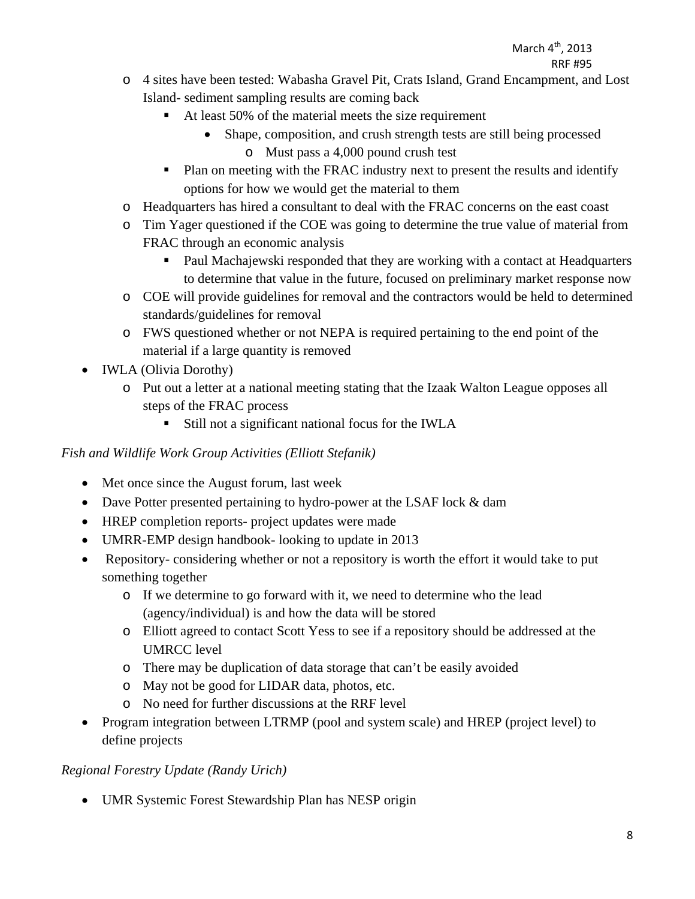- 4 sites have been tested: Wabasha Gravel Pit, Crats Island, Grand Encampment, and Lost Island- sediment sampling results are coming back
  - At least 50% of the material meets the size requirement
    - Shape, composition, and crush strength tests are still being processed
      - Must pass a 4,000 pound crush test
  - Plan on meeting with the FRAC industry next to present the results and identify options for how we would get the material to them
- Headquarters has hired a consultant to deal with the FRAC concerns on the east coast
- Tim Yager questioned if the COE was going to determine the true value of material from FRAC through an economic analysis
  - Paul Machajewski responded that they are working with a contact at Headquarters to determine that value in the future, focused on preliminary market response now
- COE will provide guidelines for removal and the contractors would be held to determined standards/guidelines for removal
- FWS questioned whether or not NEPA is required pertaining to the end point of the material if a large quantity is removed

- IWLA (Olivia Dorothy)
  - Put out a letter at a national meeting stating that the Izaak Walton League opposes all steps of the FRAC process
    - Still not a significant national focus for the IWLA

*Fish and Wildlife Work Group Activities (Elliott Stefanik)*

- Met once since the August forum, last week
- Dave Potter presented pertaining to hydro-power at the LSAF lock & dam
- HREP completion reports- project updates were made
- UMRR-EMP design handbook- looking to update in 2013
- Repository- considering whether or not a repository is worth the effort it would take to put something together
  - If we determine to go forward with it, we need to determine who the lead (agency/individual) is and how the data will be stored
  - Elliott agreed to contact Scott Yess to see if a repository should be addressed at the UMRCC level
  - There may be duplication of data storage that can't be easily avoided
  - May not be good for LIDAR data, photos, etc.
  - No need for further discussions at the RRF level
- Program integration between LTRMP (pool and system scale) and HREP (project level) to define projects

*Regional Forestry Update (Randy Urich)*

- UMR Systemic Forest Stewardship Plan has NESP origin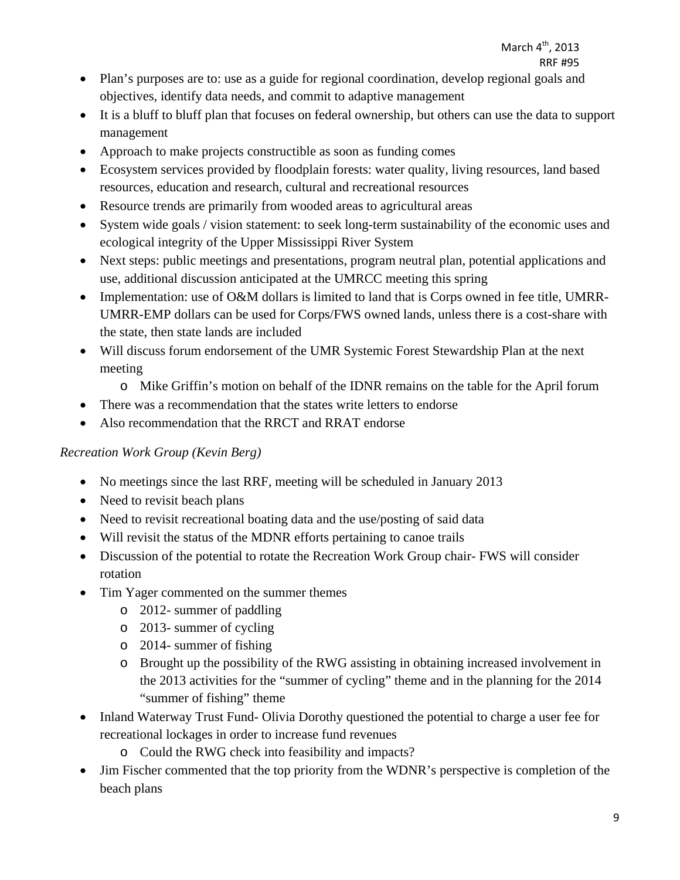- Plan's purposes are to: use as a guide for regional coordination, develop regional goals and objectives, identify data needs, and commit to adaptive management
- It is a bluff to bluff plan that focuses on federal ownership, but others can use the data to support management
- Approach to make projects constructible as soon as funding comes
- Ecosystem services provided by floodplain forests: water quality, living resources, land based resources, education and research, cultural and recreational resources
- Resource trends are primarily from wooded areas to agricultural areas
- System wide goals / vision statement: to seek long-term sustainability of the economic uses and ecological integrity of the Upper Mississippi River System
- Next steps: public meetings and presentations, program neutral plan, potential applications and use, additional discussion anticipated at the UMRCC meeting this spring
- Implementation: use of O&M dollars is limited to land that is Corps owned in fee title, UMRR-UMRR-EMP dollars can be used for Corps/FWS owned lands, unless there is a cost-share with the state, then state lands are included
- Will discuss forum endorsement of the UMR Systemic Forest Stewardship Plan at the next meeting
  - Mike Griffin's motion on behalf of the IDNR remains on the table for the April forum
- There was a recommendation that the states write letters to endorse
- Also recommendation that the RRCT and RRAT endorse

*Recreation Work Group (Kevin Berg)*

- No meetings since the last RRF, meeting will be scheduled in January 2013
- Need to revisit beach plans
- Need to revisit recreational boating data and the use/posting of said data
- Will revisit the status of the MDNR efforts pertaining to canoe trails
- Discussion of the potential to rotate the Recreation Work Group chair- FWS will consider rotation
- Tim Yager commented on the summer themes
  - 2012- summer of paddling
  - 2013- summer of cycling
  - 2014- summer of fishing
  - Brought up the possibility of the RWG assisting in obtaining increased involvement in the 2013 activities for the "summer of cycling" theme and in the planning for the 2014 "summer of fishing" theme
- Inland Waterway Trust Fund- Olivia Dorothy questioned the potential to charge a user fee for recreational lockages in order to increase fund revenues
  - Could the RWG check into feasibility and impacts?
- Jim Fischer commented that the top priority from the WDNR's perspective is completion of the beach plans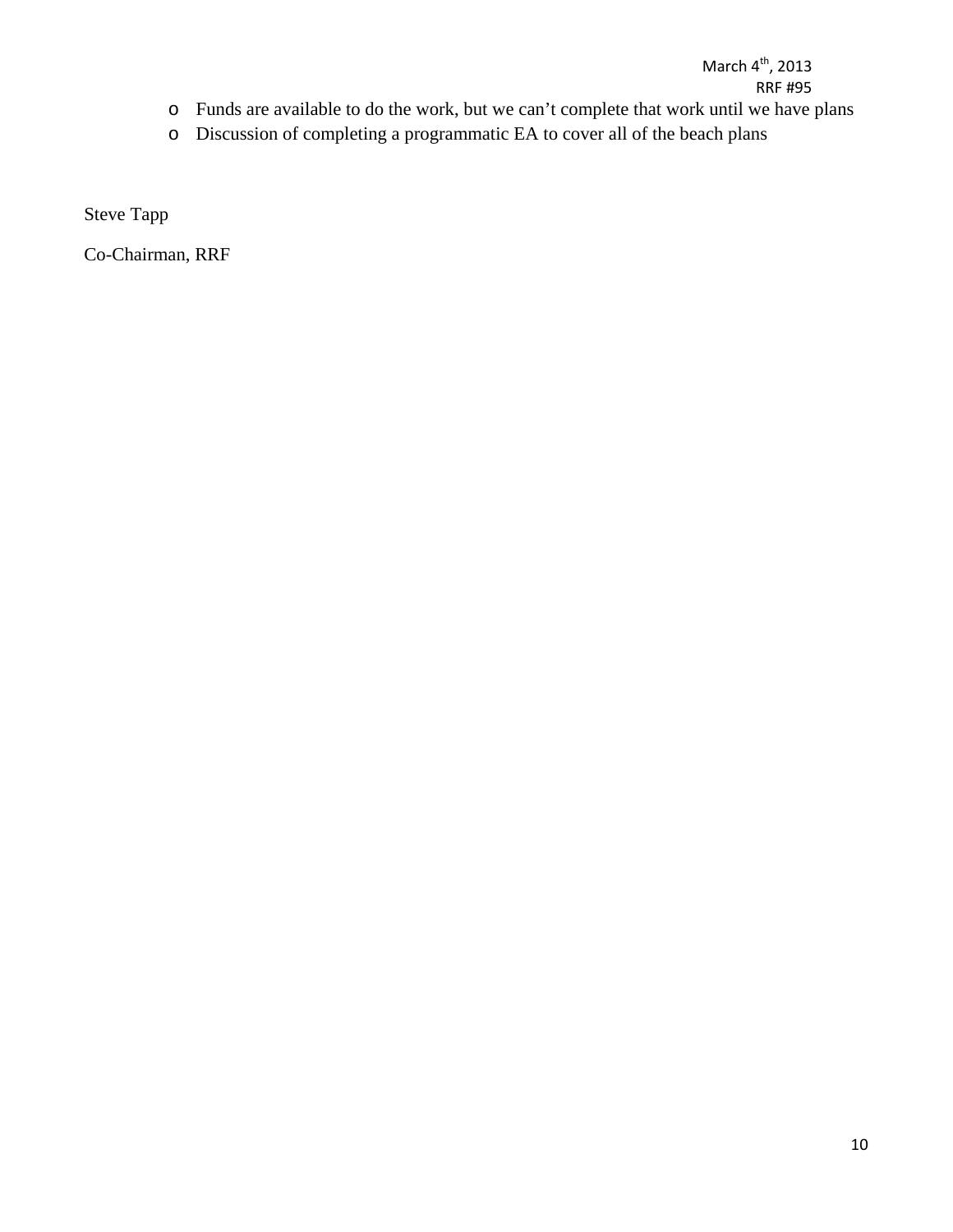- Funds are available to do the work, but we can't complete that work until we have plans
- Discussion of completing a programmatic EA to cover all of the beach plans

Steve Tapp

Co-Chairman, RRF